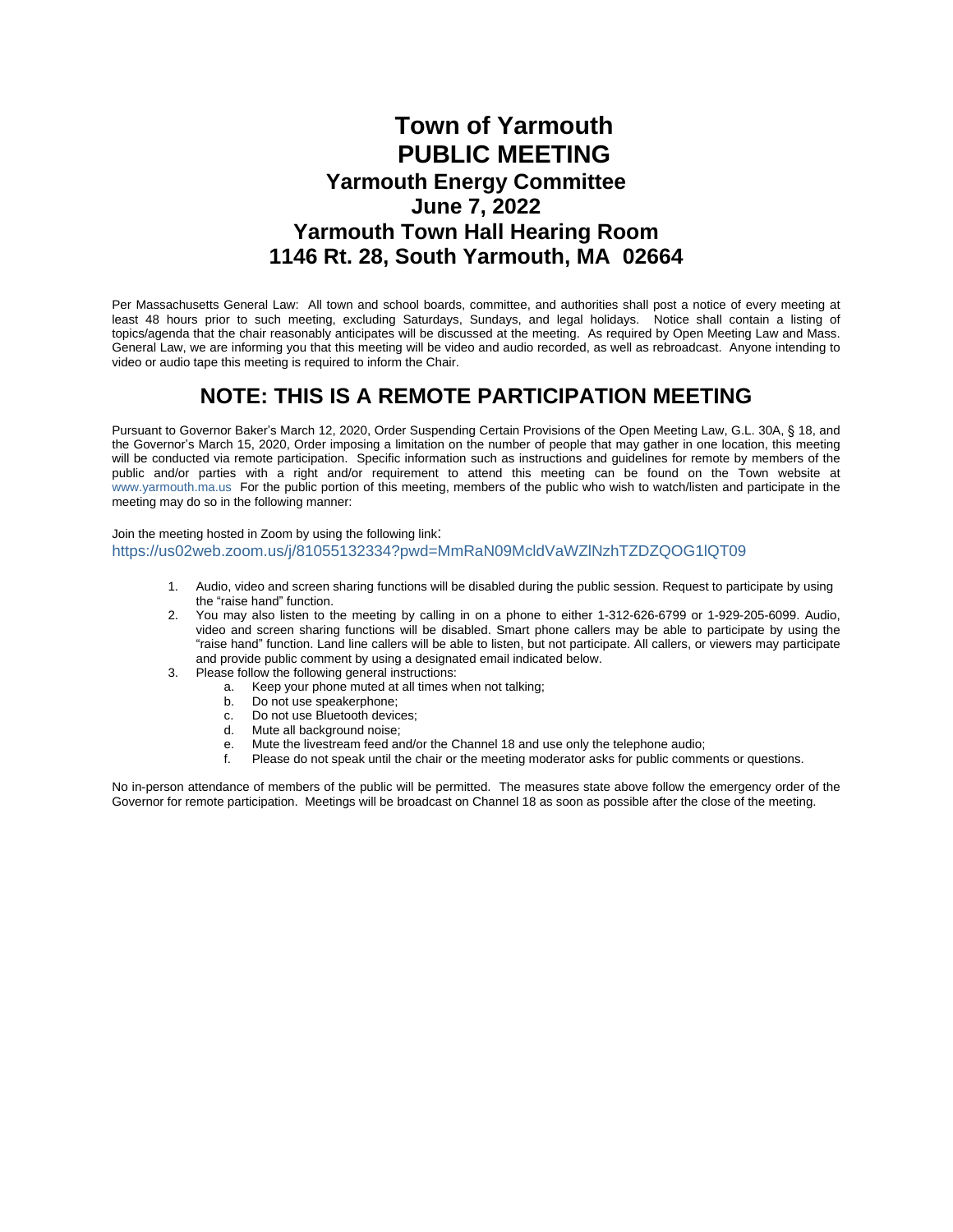# Town of Yarmouth
# PUBLIC MEETING
## Yarmouth Energy Committee
## June 7, 2022
## Yarmouth Town Hall Hearing Room
## 1146 Rt. 28, South Yarmouth, MA 02664

Per Massachusetts General Law: All town and school boards, committee, and authorities shall post a notice of every meeting at least 48 hours prior to such meeting, excluding Saturdays, Sundays, and legal holidays. Notice shall contain a listing of topics/agenda that the chair reasonably anticipates will be discussed at the meeting. As required by Open Meeting Law and Mass. General Law, we are informing you that this meeting will be video and audio recorded, as well as rebroadcast. Anyone intending to video or audio tape this meeting is required to inform the Chair.

## NOTE: THIS IS A REMOTE PARTICIPATION MEETING

Pursuant to Governor Baker's March 12, 2020, Order Suspending Certain Provisions of the Open Meeting Law, G.L. 30A, § 18, and the Governor's March 15, 2020, Order imposing a limitation on the number of people that may gather in one location, this meeting will be conducted via remote participation. Specific information such as instructions and guidelines for remote by members of the public and/or parties with a right and/or requirement to attend this meeting can be found on the Town website at www.yarmouth.ma.us For the public portion of this meeting, members of the public who wish to watch/listen and participate in the meeting may do so in the following manner:

Join the meeting hosted in Zoom by using the following link:
https://us02web.zoom.us/j/81055132334?pwd=MmRaN09McldVaWZlNzhTZDZQOG1lQT09

1. Audio, video and screen sharing functions will be disabled during the public session. Request to participate by using the "raise hand" function.
2. You may also listen to the meeting by calling in on a phone to either 1-312-626-6799 or 1-929-205-6099. Audio, video and screen sharing functions will be disabled. Smart phone callers may be able to participate by using the "raise hand" function. Land line callers will be able to listen, but not participate. All callers, or viewers may participate and provide public comment by using a designated email indicated below.
3. Please follow the following general instructions:
   a. Keep your phone muted at all times when not talking;
   b. Do not use speakerphone;
   c. Do not use Bluetooth devices;
   d. Mute all background noise;
   e. Mute the livestream feed and/or the Channel 18 and use only the telephone audio;
   f. Please do not speak until the chair or the meeting moderator asks for public comments or questions.

No in-person attendance of members of the public will be permitted. The measures state above follow the emergency order of the Governor for remote participation. Meetings will be broadcast on Channel 18 as soon as possible after the close of the meeting.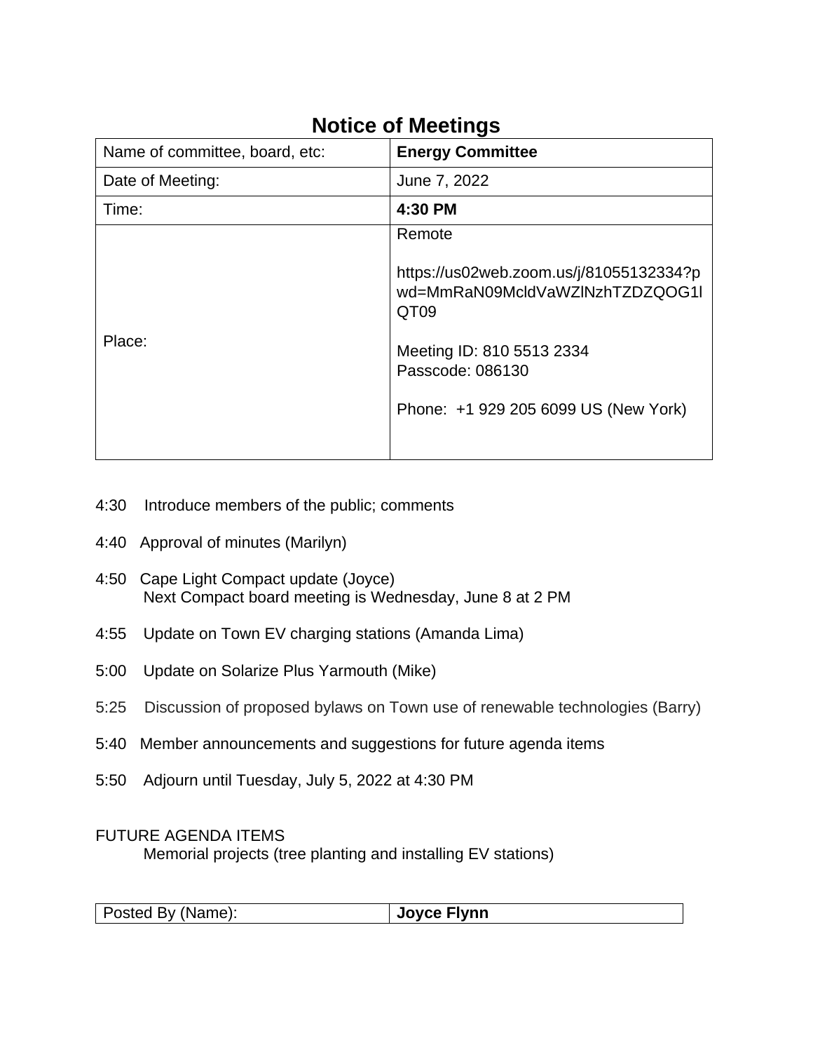# Notice of Meetings

| | |
|---|---|
| Name of committee, board, etc: | **Energy Committee** |
| Date of Meeting: | June 7, 2022 |
| Time: | **4:30 PM** |
| Place: | Remote<br><br>https://us02web.zoom.us/j/81055132334?pwd=MmRaN09McldVaWZlNzhTZDZQOG1lQT09<br><br>Meeting ID: 810 5513 2334<br>Passcode: 086130<br><br>Phone: +1 929 205 6099 US (New York) |

4:30 Introduce members of the public; comments

4:40 Approval of minutes (Marilyn)

4:50 Cape Light Compact update (Joyce)
Next Compact board meeting is Wednesday, June 8 at 2 PM

4:55 Update on Town EV charging stations (Amanda Lima)

5:00 Update on Solarize Plus Yarmouth (Mike)

5:25 Discussion of proposed bylaws on Town use of renewable technologies (Barry)

5:40 Member announcements and suggestions for future agenda items

5:50 Adjourn until Tuesday, July 5, 2022 at 4:30 PM

FUTURE AGENDA ITEMS
Memorial projects (tree planting and installing EV stations)

| | |
|---|---|
| Posted By (Name): | **Joyce Flynn** |